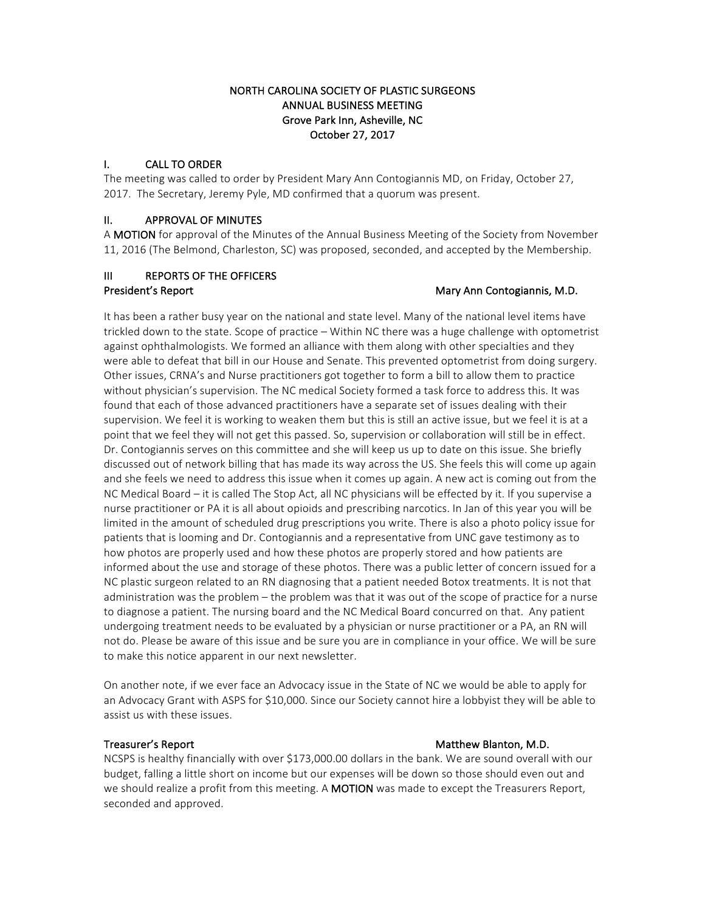# NORTH CAROLINA SOCIETY OF PLASTIC SURGEONS
## ANNUAL BUSINESS MEETING
### Grove Park Inn, Asheville, NC
### October 27, 2017

## I. CALL TO ORDER

The meeting was called to order by President Mary Ann Contogiannis MD, on Friday, October 27, 2017. The Secretary, Jeremy Pyle, MD confirmed that a quorum was present.

## II. APPROVAL OF MINUTES

A **MOTION** for approval of the Minutes of the Annual Business Meeting of the Society from November 11, 2016 (The Belmond, Charleston, SC) was proposed, seconded, and accepted by the Membership.

## III REPORTS OF THE OFFICERS

**President's Report** — **Mary Ann Contogiannis, M.D.**

It has been a rather busy year on the national and state level. Many of the national level items have trickled down to the state. Scope of practice – Within NC there was a huge challenge with optometrist against ophthalmologists. We formed an alliance with them along with other specialties and they were able to defeat that bill in our House and Senate. This prevented optometrist from doing surgery. Other issues, CRNA's and Nurse practitioners got together to form a bill to allow them to practice without physician's supervision. The NC medical Society formed a task force to address this. It was found that each of those advanced practitioners have a separate set of issues dealing with their supervision. We feel it is working to weaken them but this is still an active issue, but we feel it is at a point that we feel they will not get this passed. So, supervision or collaboration will still be in effect. Dr. Contogiannis serves on this committee and she will keep us up to date on this issue. She briefly discussed out of network billing that has made its way across the US. She feels this will come up again and she feels we need to address this issue when it comes up again. A new act is coming out from the NC Medical Board – it is called The Stop Act, all NC physicians will be effected by it. If you supervise a nurse practitioner or PA it is all about opioids and prescribing narcotics. In Jan of this year you will be limited in the amount of scheduled drug prescriptions you write. There is also a photo policy issue for patients that is looming and Dr. Contogiannis and a representative from UNC gave testimony as to how photos are properly used and how these photos are properly stored and how patients are informed about the use and storage of these photos. There was a public letter of concern issued for a NC plastic surgeon related to an RN diagnosing that a patient needed Botox treatments. It is not that administration was the problem – the problem was that it was out of the scope of practice for a nurse to diagnose a patient. The nursing board and the NC Medical Board concurred on that. Any patient undergoing treatment needs to be evaluated by a physician or nurse practitioner or a PA, an RN will not do. Please be aware of this issue and be sure you are in compliance in your office. We will be sure to make this notice apparent in our next newsletter.

On another note, if we ever face an Advocacy issue in the State of NC we would be able to apply for an Advocacy Grant with ASPS for $10,000. Since our Society cannot hire a lobbyist they will be able to assist us with these issues.

**Treasurer's Report** — **Matthew Blanton, M.D.**

NCSPS is healthy financially with over $173,000.00 dollars in the bank. We are sound overall with our budget, falling a little short on income but our expenses will be down so those should even out and we should realize a profit from this meeting. A **MOTION** was made to except the Treasurers Report, seconded and approved.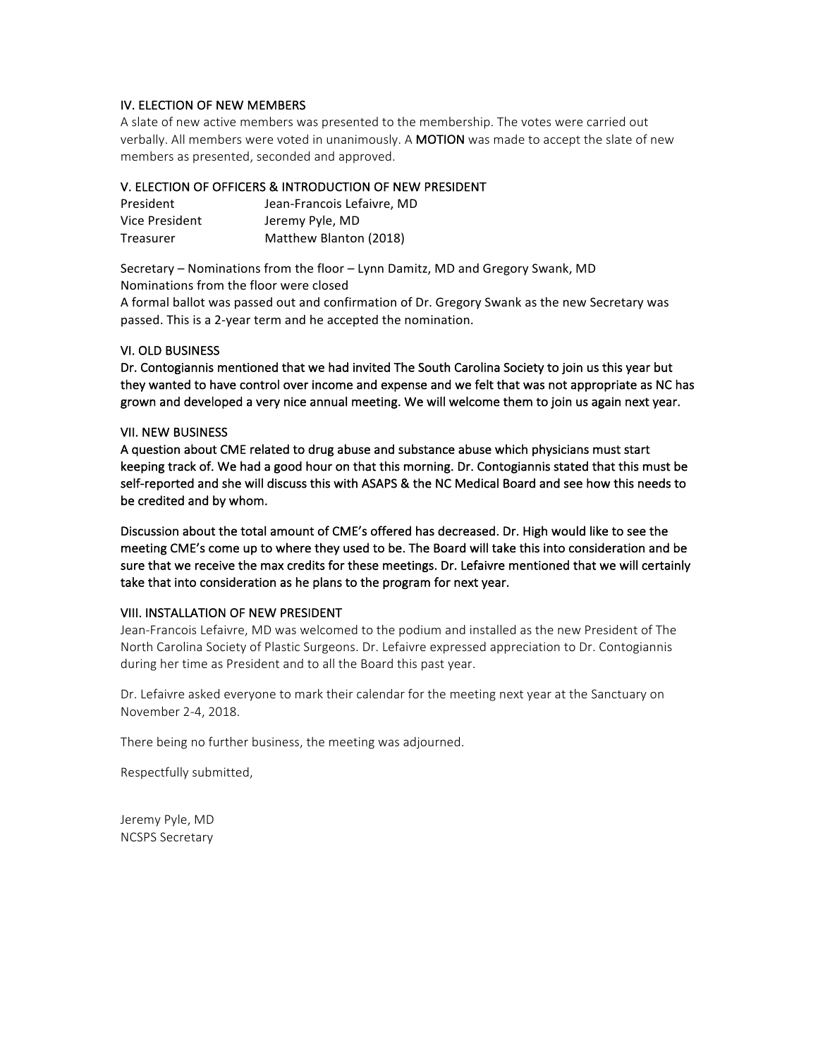## IV. ELECTION OF NEW MEMBERS

A slate of new active members was presented to the membership. The votes were carried out verbally. All members were voted in unanimously. A **MOTION** was made to accept the slate of new members as presented, seconded and approved.

## V. ELECTION OF OFFICERS & INTRODUCTION OF NEW PRESIDENT

| | |
|---|---|
| President | Jean-Francois Lefaivre, MD |
| Vice President | Jeremy Pyle, MD |
| Treasurer | Matthew Blanton (2018) |

Secretary – Nominations from the floor – Lynn Damitz, MD and Gregory Swank, MD
Nominations from the floor were closed
A formal ballot was passed out and confirmation of Dr. Gregory Swank as the new Secretary was passed. This is a 2-year term and he accepted the nomination.

## VI. OLD BUSINESS

**Dr. Contogiannis mentioned that we had invited The South Carolina Society to join us this year but they wanted to have control over income and expense and we felt that was not appropriate as NC has grown and developed a very nice annual meeting. We will welcome them to join us again next year.**

## VII. NEW BUSINESS

**A question about CME related to drug abuse and substance abuse which physicians must start keeping track of. We had a good hour on that this morning. Dr. Contogiannis stated that this must be self-reported and she will discuss this with ASAPS & the NC Medical Board and see how this needs to be credited and by whom.**

**Discussion about the total amount of CME's offered has decreased. Dr. High would like to see the meeting CME's come up to where they used to be. The Board will take this into consideration and be sure that we receive the max credits for these meetings. Dr. Lefaivre mentioned that we will certainly take that into consideration as he plans to the program for next year.**

## VIII. INSTALLATION OF NEW PRESIDENT

Jean-Francois Lefaivre, MD was welcomed to the podium and installed as the new President of The North Carolina Society of Plastic Surgeons. Dr. Lefaivre expressed appreciation to Dr. Contogiannis during her time as President and to all the Board this past year.

Dr. Lefaivre asked everyone to mark their calendar for the meeting next year at the Sanctuary on November 2-4, 2018.

There being no further business, the meeting was adjourned.

Respectfully submitted,

Jeremy Pyle, MD
NCSPS Secretary